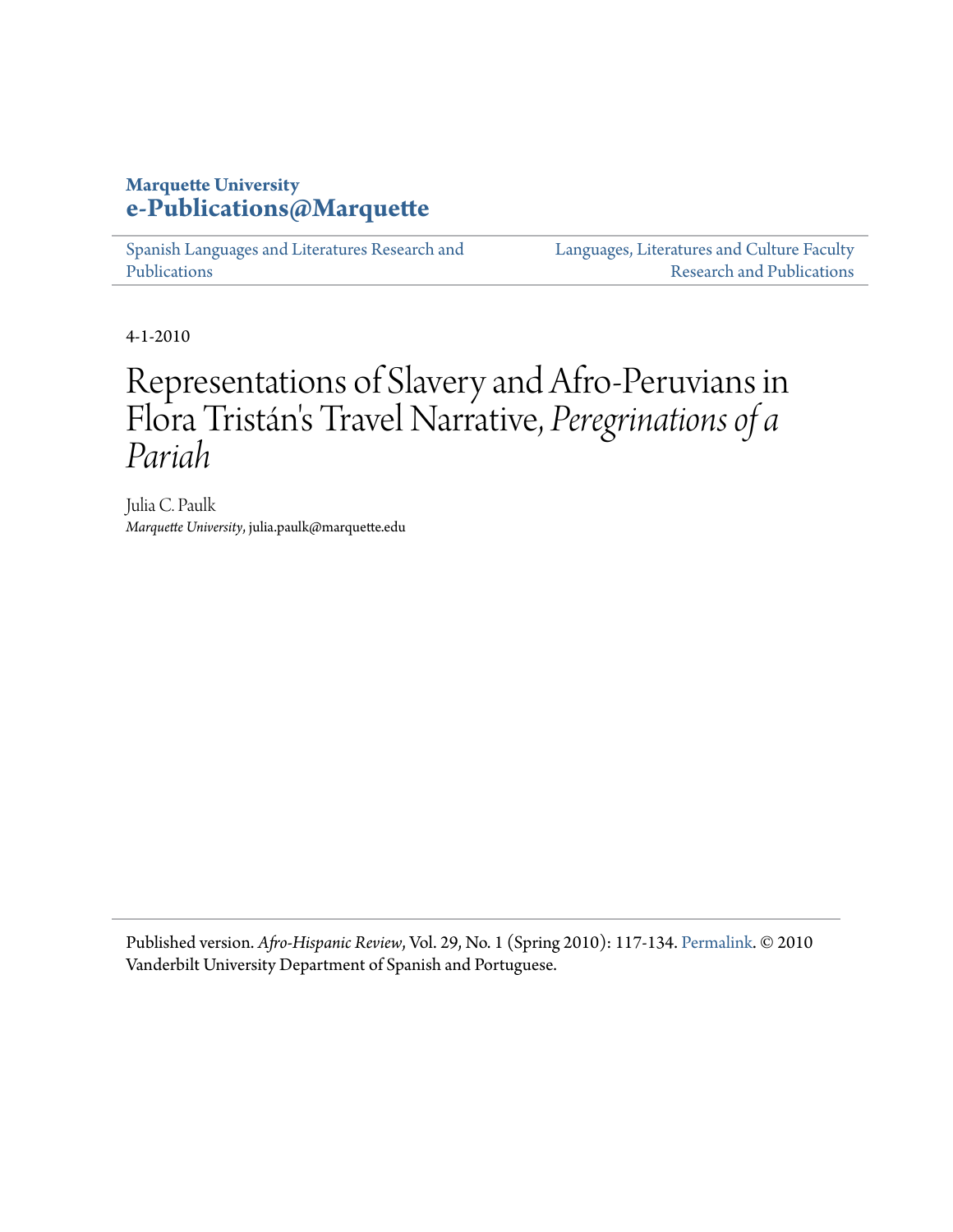**Marquette University**
**e-Publications@Marquette**

Spanish Languages and Literatures Research and Publications

Languages, Literatures and Culture Faculty Research and Publications

4-1-2010

# Representations of Slavery and Afro-Peruvians in Flora Tristán's Travel Narrative, *Peregrinations of a Pariah*

Julia C. Paulk
*Marquette University*, julia.paulk@marquette.edu

Published version. *Afro-Hispanic Review*, Vol. 29, No. 1 (Spring 2010): 117-134. Permalink. © 2010 Vanderbilt University Department of Spanish and Portuguese.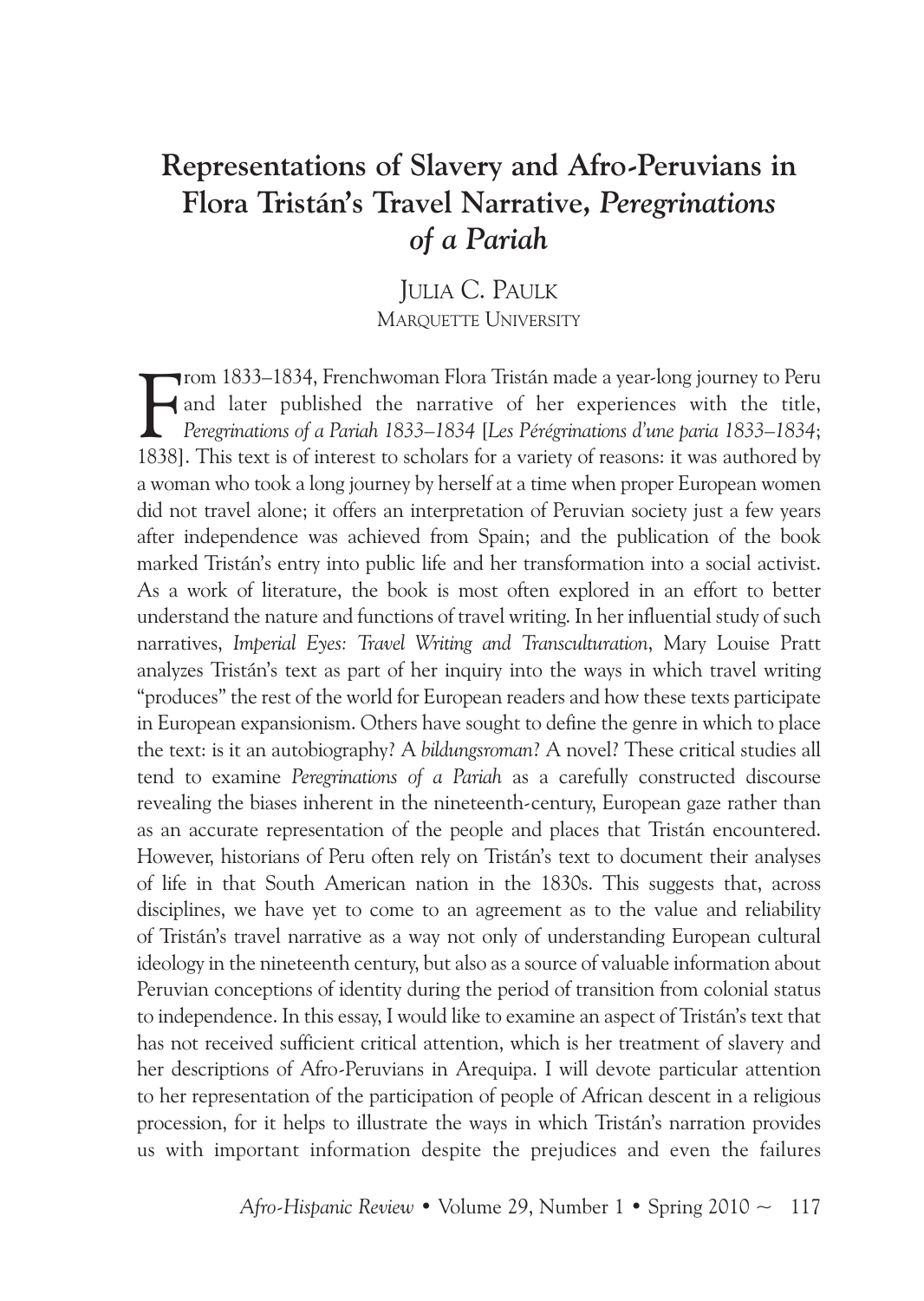# Representations of Slavery and Afro-Peruvians in Flora Tristán's Travel Narrative, *Peregrinations of a Pariah*

Julia C. Paulk
Marquette University

From 1833–1834, Frenchwoman Flora Tristán made a year-long journey to Peru and later published the narrative of her experiences with the title, *Peregrinations of a Pariah 1833–1834* [*Les Pérégrinations d'une paria 1833–1834*; 1838]. This text is of interest to scholars for a variety of reasons: it was authored by a woman who took a long journey by herself at a time when proper European women did not travel alone; it offers an interpretation of Peruvian society just a few years after independence was achieved from Spain; and the publication of the book marked Tristán's entry into public life and her transformation into a social activist. As a work of literature, the book is most often explored in an effort to better understand the nature and functions of travel writing. In her influential study of such narratives, *Imperial Eyes: Travel Writing and Transculturation*, Mary Louise Pratt analyzes Tristán's text as part of her inquiry into the ways in which travel writing "produces" the rest of the world for European readers and how these texts participate in European expansionism. Others have sought to define the genre in which to place the text: is it an autobiography? A *bildungsroman*? A novel? These critical studies all tend to examine *Peregrinations of a Pariah* as a carefully constructed discourse revealing the biases inherent in the nineteenth-century, European gaze rather than as an accurate representation of the people and places that Tristán encountered. However, historians of Peru often rely on Tristán's text to document their analyses of life in that South American nation in the 1830s. This suggests that, across disciplines, we have yet to come to an agreement as to the value and reliability of Tristán's travel narrative as a way not only of understanding European cultural ideology in the nineteenth century, but also as a source of valuable information about Peruvian conceptions of identity during the period of transition from colonial status to independence. In this essay, I would like to examine an aspect of Tristán's text that has not received sufficient critical attention, which is her treatment of slavery and her descriptions of Afro-Peruvians in Arequipa. I will devote particular attention to her representation of the participation of people of African descent in a religious procession, for it helps to illustrate the ways in which Tristán's narration provides us with important information despite the prejudices and even the failures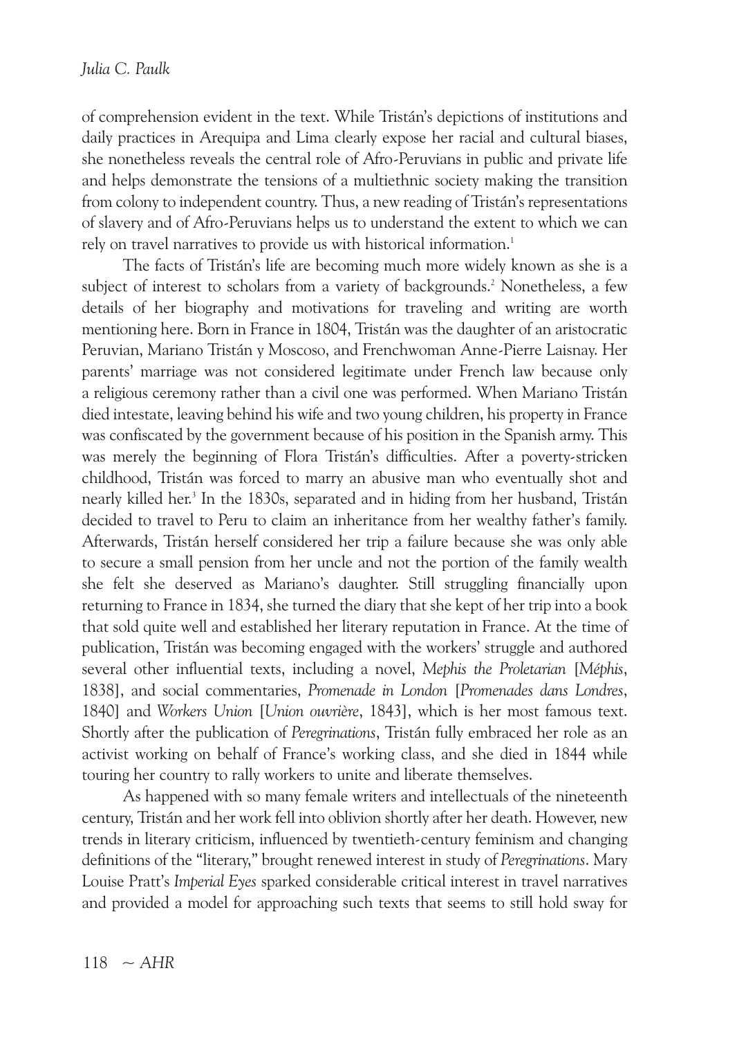of comprehension evident in the text. While Tristán's depictions of institutions and daily practices in Arequipa and Lima clearly expose her racial and cultural biases, she nonetheless reveals the central role of Afro-Peruvians in public and private life and helps demonstrate the tensions of a multiethnic society making the transition from colony to independent country. Thus, a new reading of Tristán's representations of slavery and of Afro-Peruvians helps us to understand the extent to which we can rely on travel narratives to provide us with historical information.[1]

The facts of Tristán's life are becoming much more widely known as she is a subject of interest to scholars from a variety of backgrounds.[2] Nonetheless, a few details of her biography and motivations for traveling and writing are worth mentioning here. Born in France in 1804, Tristán was the daughter of an aristocratic Peruvian, Mariano Tristán y Moscoso, and Frenchwoman Anne-Pierre Laisnay. Her parents' marriage was not considered legitimate under French law because only a religious ceremony rather than a civil one was performed. When Mariano Tristán died intestate, leaving behind his wife and two young children, his property in France was confiscated by the government because of his position in the Spanish army. This was merely the beginning of Flora Tristán's difficulties. After a poverty-stricken childhood, Tristán was forced to marry an abusive man who eventually shot and nearly killed her.[3] In the 1830s, separated and in hiding from her husband, Tristán decided to travel to Peru to claim an inheritance from her wealthy father's family. Afterwards, Tristán herself considered her trip a failure because she was only able to secure a small pension from her uncle and not the portion of the family wealth she felt she deserved as Mariano's daughter. Still struggling financially upon returning to France in 1834, she turned the diary that she kept of her trip into a book that sold quite well and established her literary reputation in France. At the time of publication, Tristán was becoming engaged with the workers' struggle and authored several other influential texts, including a novel, *Mephis the Proletarian* [*Méphis*, 1838], and social commentaries, *Promenade in London* [*Promenades dans Londres*, 1840] and *Workers Union* [*Union ouvrière*, 1843], which is her most famous text. Shortly after the publication of *Peregrinations*, Tristán fully embraced her role as an activist working on behalf of France's working class, and she died in 1844 while touring her country to rally workers to unite and liberate themselves.

As happened with so many female writers and intellectuals of the nineteenth century, Tristán and her work fell into oblivion shortly after her death. However, new trends in literary criticism, influenced by twentieth-century feminism and changing definitions of the "literary," brought renewed interest in study of *Peregrinations*. Mary Louise Pratt's *Imperial Eyes* sparked considerable critical interest in travel narratives and provided a model for approaching such texts that seems to still hold sway for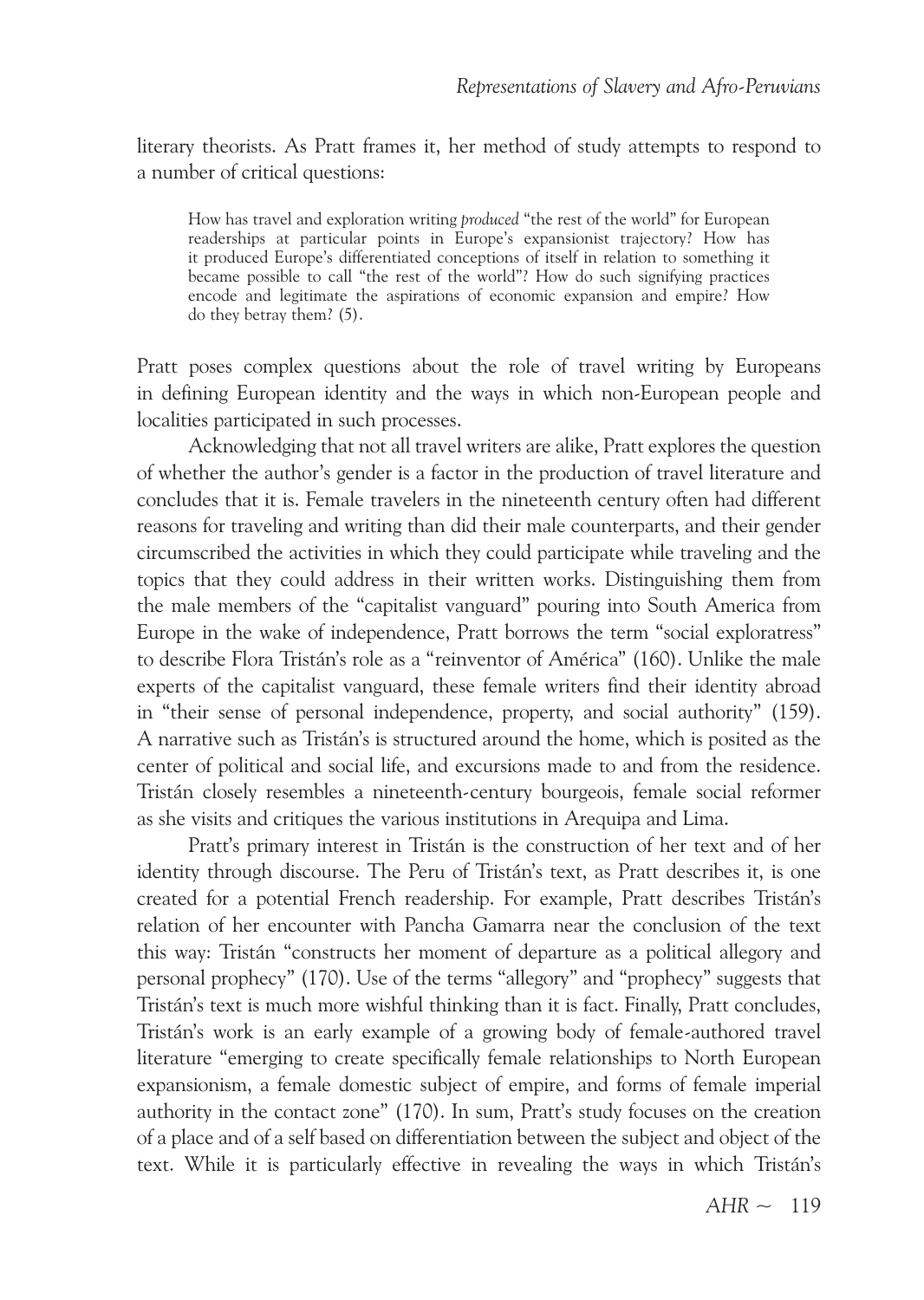literary theorists. As Pratt frames it, her method of study attempts to respond to a number of critical questions:

> How has travel and exploration writing *produced* "the rest of the world" for European readerships at particular points in Europe's expansionist trajectory? How has it produced Europe's differentiated conceptions of itself in relation to something it became possible to call "the rest of the world"? How do such signifying practices encode and legitimate the aspirations of economic expansion and empire? How do they betray them? (5).

Pratt poses complex questions about the role of travel writing by Europeans in defining European identity and the ways in which non-European people and localities participated in such processes.

Acknowledging that not all travel writers are alike, Pratt explores the question of whether the author's gender is a factor in the production of travel literature and concludes that it is. Female travelers in the nineteenth century often had different reasons for traveling and writing than did their male counterparts, and their gender circumscribed the activities in which they could participate while traveling and the topics that they could address in their written works. Distinguishing them from the male members of the "capitalist vanguard" pouring into South America from Europe in the wake of independence, Pratt borrows the term "social exploratress" to describe Flora Tristán's role as a "reinventor of América" (160). Unlike the male experts of the capitalist vanguard, these female writers find their identity abroad in "their sense of personal independence, property, and social authority" (159). A narrative such as Tristán's is structured around the home, which is posited as the center of political and social life, and excursions made to and from the residence. Tristán closely resembles a nineteenth-century bourgeois, female social reformer as she visits and critiques the various institutions in Arequipa and Lima.

Pratt's primary interest in Tristán is the construction of her text and of her identity through discourse. The Peru of Tristán's text, as Pratt describes it, is one created for a potential French readership. For example, Pratt describes Tristán's relation of her encounter with Pancha Gamarra near the conclusion of the text this way: Tristán "constructs her moment of departure as a political allegory and personal prophecy" (170). Use of the terms "allegory" and "prophecy" suggests that Tristán's text is much more wishful thinking than it is fact. Finally, Pratt concludes, Tristán's work is an early example of a growing body of female-authored travel literature "emerging to create specifically female relationships to North European expansionism, a female domestic subject of empire, and forms of female imperial authority in the contact zone" (170). In sum, Pratt's study focuses on the creation of a place and of a self based on differentiation between the subject and object of the text. While it is particularly effective in revealing the ways in which Tristán's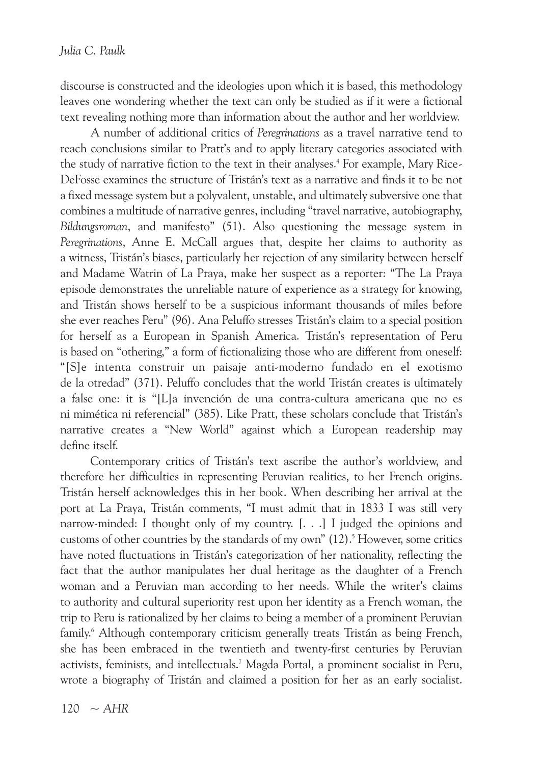discourse is constructed and the ideologies upon which it is based, this methodology leaves one wondering whether the text can only be studied as if it were a fictional text revealing nothing more than information about the author and her worldview.

A number of additional critics of *Peregrinations* as a travel narrative tend to reach conclusions similar to Pratt's and to apply literary categories associated with the study of narrative fiction to the text in their analyses.[4] For example, Mary Rice-DeFosse examines the structure of Tristán's text as a narrative and finds it to be not a fixed message system but a polyvalent, unstable, and ultimately subversive one that combines a multitude of narrative genres, including "travel narrative, autobiography, *Bildungsroman*, and manifesto" (51). Also questioning the message system in *Peregrinations*, Anne E. McCall argues that, despite her claims to authority as a witness, Tristán's biases, particularly her rejection of any similarity between herself and Madame Watrin of La Praya, make her suspect as a reporter: "The La Praya episode demonstrates the unreliable nature of experience as a strategy for knowing, and Tristán shows herself to be a suspicious informant thousands of miles before she ever reaches Peru" (96). Ana Peluffo stresses Tristán's claim to a special position for herself as a European in Spanish America. Tristán's representation of Peru is based on "othering," a form of fictionalizing those who are different from oneself: "[S]e intenta construir un paisaje anti-moderno fundado en el exotismo de la otredad" (371). Peluffo concludes that the world Tristán creates is ultimately a false one: it is "[L]a invención de una contra-cultura americana que no es ni mimética ni referencial" (385). Like Pratt, these scholars conclude that Tristán's narrative creates a "New World" against which a European readership may define itself.

Contemporary critics of Tristán's text ascribe the author's worldview, and therefore her difficulties in representing Peruvian realities, to her French origins. Tristán herself acknowledges this in her book. When describing her arrival at the port at La Praya, Tristán comments, "I must admit that in 1833 I was still very narrow-minded: I thought only of my country. [. . .] I judged the opinions and customs of other countries by the standards of my own" (12).[5] However, some critics have noted fluctuations in Tristán's categorization of her nationality, reflecting the fact that the author manipulates her dual heritage as the daughter of a French woman and a Peruvian man according to her needs. While the writer's claims to authority and cultural superiority rest upon her identity as a French woman, the trip to Peru is rationalized by her claims to being a member of a prominent Peruvian family.[6] Although contemporary criticism generally treats Tristán as being French, she has been embraced in the twentieth and twenty-first centuries by Peruvian activists, feminists, and intellectuals.[7] Magda Portal, a prominent socialist in Peru, wrote a biography of Tristán and claimed a position for her as an early socialist.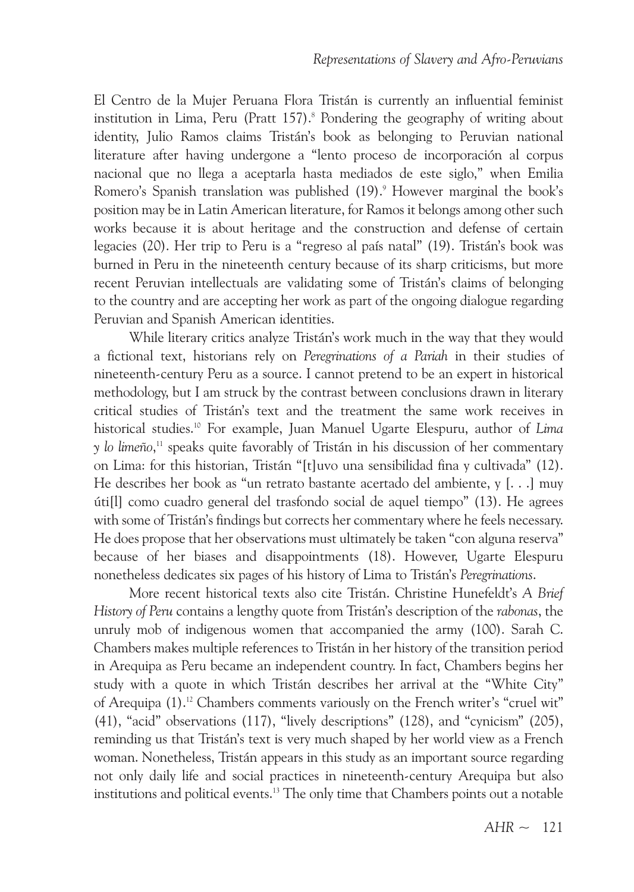El Centro de la Mujer Peruana Flora Tristán is currently an influential feminist institution in Lima, Peru (Pratt 157).[8] Pondering the geography of writing about identity, Julio Ramos claims Tristán's book as belonging to Peruvian national literature after having undergone a "lento proceso de incorporación al corpus nacional que no llega a aceptarla hasta mediados de este siglo," when Emilia Romero's Spanish translation was published (19).[9] However marginal the book's position may be in Latin American literature, for Ramos it belongs among other such works because it is about heritage and the construction and defense of certain legacies (20). Her trip to Peru is a "regreso al país natal" (19). Tristán's book was burned in Peru in the nineteenth century because of its sharp criticisms, but more recent Peruvian intellectuals are validating some of Tristán's claims of belonging to the country and are accepting her work as part of the ongoing dialogue regarding Peruvian and Spanish American identities.

While literary critics analyze Tristán's work much in the way that they would a fictional text, historians rely on *Peregrinations of a Pariah* in their studies of nineteenth-century Peru as a source. I cannot pretend to be an expert in historical methodology, but I am struck by the contrast between conclusions drawn in literary critical studies of Tristán's text and the treatment the same work receives in historical studies.[10] For example, Juan Manuel Ugarte Elespuru, author of *Lima y lo limeño*,[11] speaks quite favorably of Tristán in his discussion of her commentary on Lima: for this historian, Tristán "[t]uvo una sensibilidad fina y cultivada" (12). He describes her book as "un retrato bastante acertado del ambiente, y [. . .] muy úti[l] como cuadro general del trasfondo social de aquel tiempo" (13). He agrees with some of Tristán's findings but corrects her commentary where he feels necessary. He does propose that her observations must ultimately be taken "con alguna reserva" because of her biases and disappointments (18). However, Ugarte Elespuru nonetheless dedicates six pages of his history of Lima to Tristán's *Peregrinations*.

More recent historical texts also cite Tristán. Christine Hunefeldt's *A Brief History of Peru* contains a lengthy quote from Tristán's description of the *rabonas*, the unruly mob of indigenous women that accompanied the army (100). Sarah C. Chambers makes multiple references to Tristán in her history of the transition period in Arequipa as Peru became an independent country. In fact, Chambers begins her study with a quote in which Tristán describes her arrival at the "White City" of Arequipa (1).[12] Chambers comments variously on the French writer's "cruel wit" (41), "acid" observations (117), "lively descriptions" (128), and "cynicism" (205), reminding us that Tristán's text is very much shaped by her world view as a French woman. Nonetheless, Tristán appears in this study as an important source regarding not only daily life and social practices in nineteenth-century Arequipa but also institutions and political events.[13] The only time that Chambers points out a notable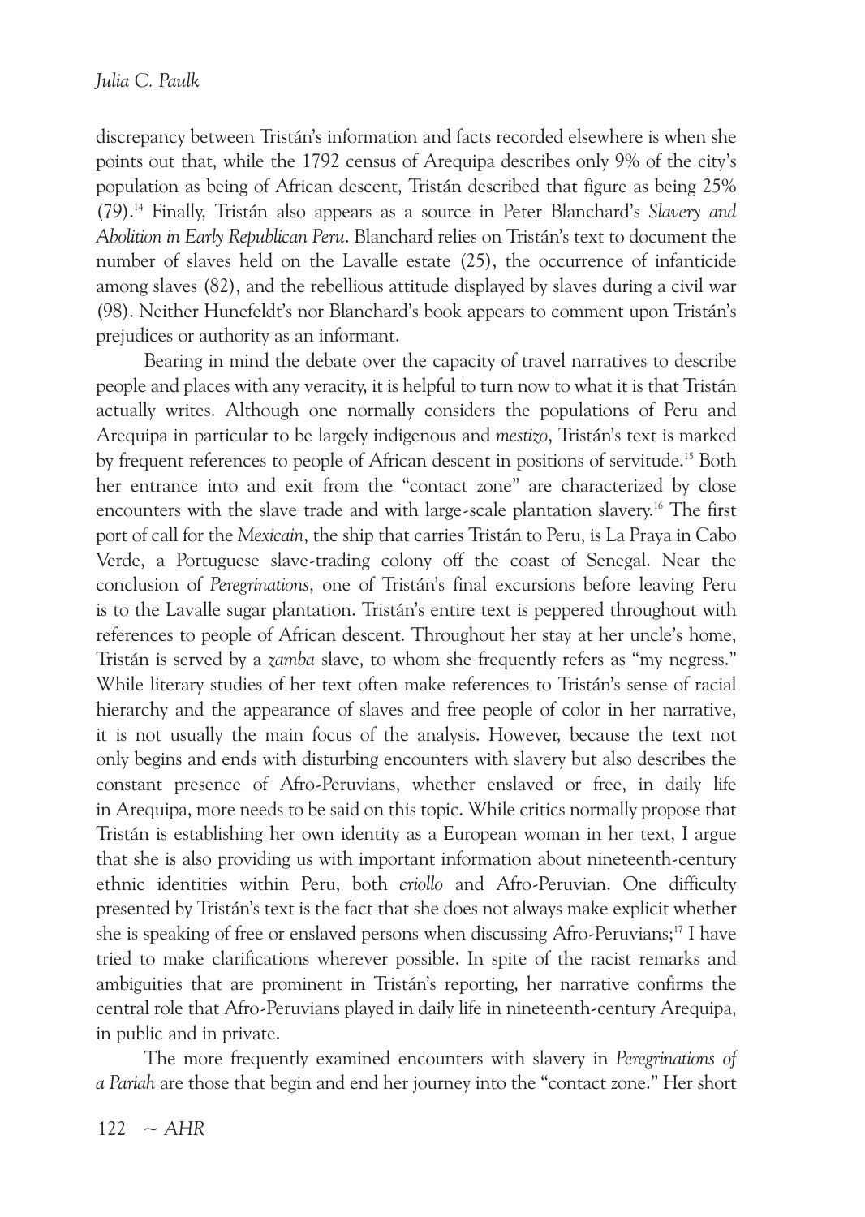discrepancy between Tristán's information and facts recorded elsewhere is when she points out that, while the 1792 census of Arequipa describes only 9% of the city's population as being of African descent, Tristán described that figure as being 25% (79).[14] Finally, Tristán also appears as a source in Peter Blanchard's *Slavery and Abolition in Early Republican Peru*. Blanchard relies on Tristán's text to document the number of slaves held on the Lavalle estate (25), the occurrence of infanticide among slaves (82), and the rebellious attitude displayed by slaves during a civil war (98). Neither Hunefeldt's nor Blanchard's book appears to comment upon Tristán's prejudices or authority as an informant.

Bearing in mind the debate over the capacity of travel narratives to describe people and places with any veracity, it is helpful to turn now to what it is that Tristán actually writes. Although one normally considers the populations of Peru and Arequipa in particular to be largely indigenous and *mestizo*, Tristán's text is marked by frequent references to people of African descent in positions of servitude.[15] Both her entrance into and exit from the "contact zone" are characterized by close encounters with the slave trade and with large-scale plantation slavery.[16] The first port of call for the *Mexicain*, the ship that carries Tristán to Peru, is La Praya in Cabo Verde, a Portuguese slave-trading colony off the coast of Senegal. Near the conclusion of *Peregrinations*, one of Tristán's final excursions before leaving Peru is to the Lavalle sugar plantation. Tristán's entire text is peppered throughout with references to people of African descent. Throughout her stay at her uncle's home, Tristán is served by a *zamba* slave, to whom she frequently refers as "my negress." While literary studies of her text often make references to Tristán's sense of racial hierarchy and the appearance of slaves and free people of color in her narrative, it is not usually the main focus of the analysis. However, because the text not only begins and ends with disturbing encounters with slavery but also describes the constant presence of Afro-Peruvians, whether enslaved or free, in daily life in Arequipa, more needs to be said on this topic. While critics normally propose that Tristán is establishing her own identity as a European woman in her text, I argue that she is also providing us with important information about nineteenth-century ethnic identities within Peru, both *criollo* and Afro-Peruvian. One difficulty presented by Tristán's text is the fact that she does not always make explicit whether she is speaking of free or enslaved persons when discussing Afro-Peruvians;[17] I have tried to make clarifications wherever possible. In spite of the racist remarks and ambiguities that are prominent in Tristán's reporting, her narrative confirms the central role that Afro-Peruvians played in daily life in nineteenth-century Arequipa, in public and in private.

The more frequently examined encounters with slavery in *Peregrinations of a Pariah* are those that begin and end her journey into the "contact zone." Her short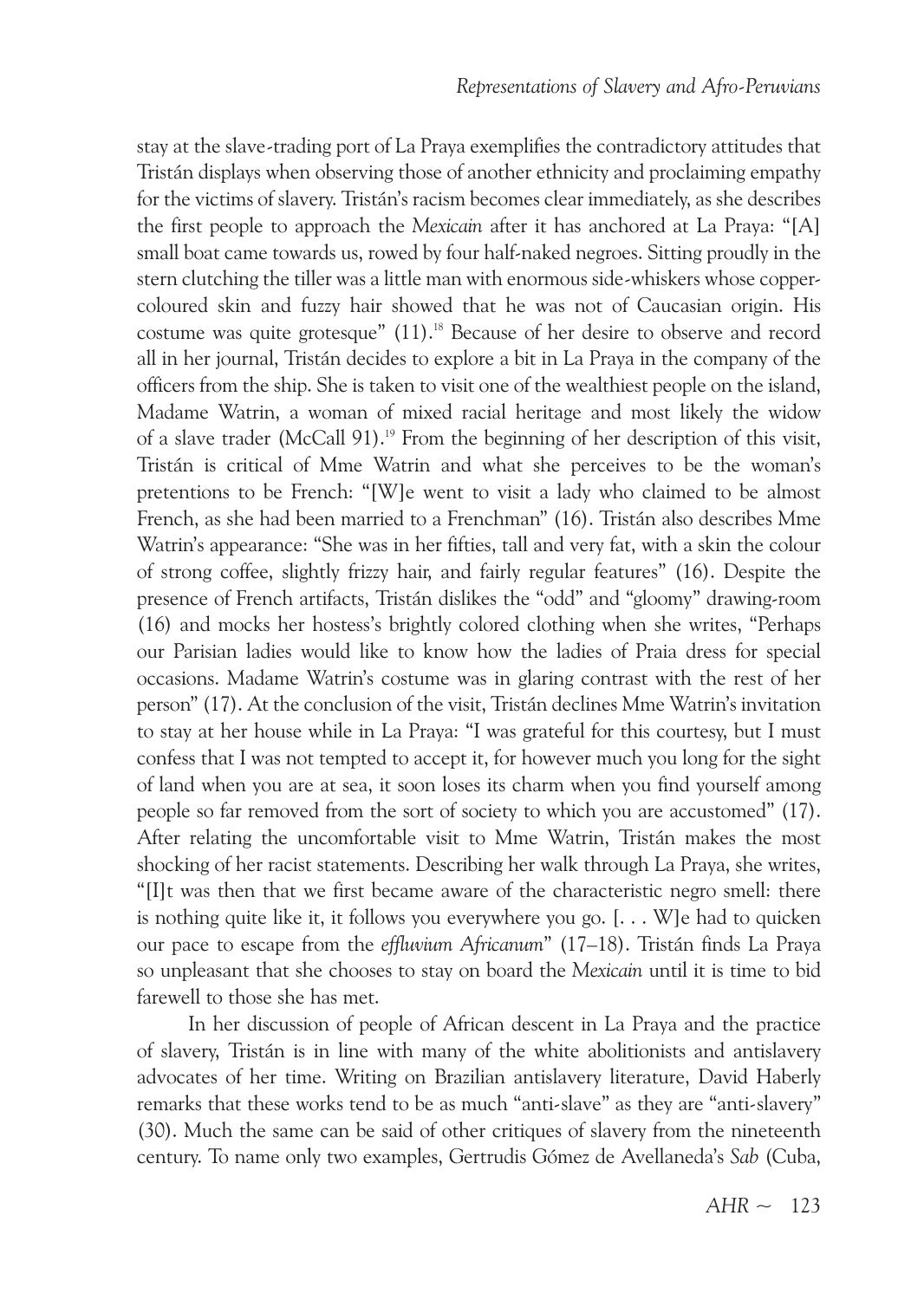stay at the slave-trading port of La Praya exemplifies the contradictory attitudes that Tristán displays when observing those of another ethnicity and proclaiming empathy for the victims of slavery. Tristán's racism becomes clear immediately, as she describes the first people to approach the *Mexicain* after it has anchored at La Praya: "[A] small boat came towards us, rowed by four half-naked negroes. Sitting proudly in the stern clutching the tiller was a little man with enormous side-whiskers whose copper-coloured skin and fuzzy hair showed that he was not of Caucasian origin. His costume was quite grotesque" (11).[18] Because of her desire to observe and record all in her journal, Tristán decides to explore a bit in La Praya in the company of the officers from the ship. She is taken to visit one of the wealthiest people on the island, Madame Watrin, a woman of mixed racial heritage and most likely the widow of a slave trader (McCall 91).[19] From the beginning of her description of this visit, Tristán is critical of Mme Watrin and what she perceives to be the woman's pretentions to be French: "[W]e went to visit a lady who claimed to be almost French, as she had been married to a Frenchman" (16). Tristán also describes Mme Watrin's appearance: "She was in her fifties, tall and very fat, with a skin the colour of strong coffee, slightly frizzy hair, and fairly regular features" (16). Despite the presence of French artifacts, Tristán dislikes the "odd" and "gloomy" drawing-room (16) and mocks her hostess's brightly colored clothing when she writes, "Perhaps our Parisian ladies would like to know how the ladies of Praia dress for special occasions. Madame Watrin's costume was in glaring contrast with the rest of her person" (17). At the conclusion of the visit, Tristán declines Mme Watrin's invitation to stay at her house while in La Praya: "I was grateful for this courtesy, but I must confess that I was not tempted to accept it, for however much you long for the sight of land when you are at sea, it soon loses its charm when you find yourself among people so far removed from the sort of society to which you are accustomed" (17). After relating the uncomfortable visit to Mme Watrin, Tristán makes the most shocking of her racist statements. Describing her walk through La Praya, she writes, "[I]t was then that we first became aware of the characteristic negro smell: there is nothing quite like it, it follows you everywhere you go. [. . . W]e had to quicken our pace to escape from the *effluvium Africanum*" (17–18). Tristán finds La Praya so unpleasant that she chooses to stay on board the *Mexicain* until it is time to bid farewell to those she has met.

In her discussion of people of African descent in La Praya and the practice of slavery, Tristán is in line with many of the white abolitionists and antislavery advocates of her time. Writing on Brazilian antislavery literature, David Haberly remarks that these works tend to be as much "anti-slave" as they are "anti-slavery" (30). Much the same can be said of other critiques of slavery from the nineteenth century. To name only two examples, Gertrudis Gómez de Avellaneda's *Sab* (Cuba,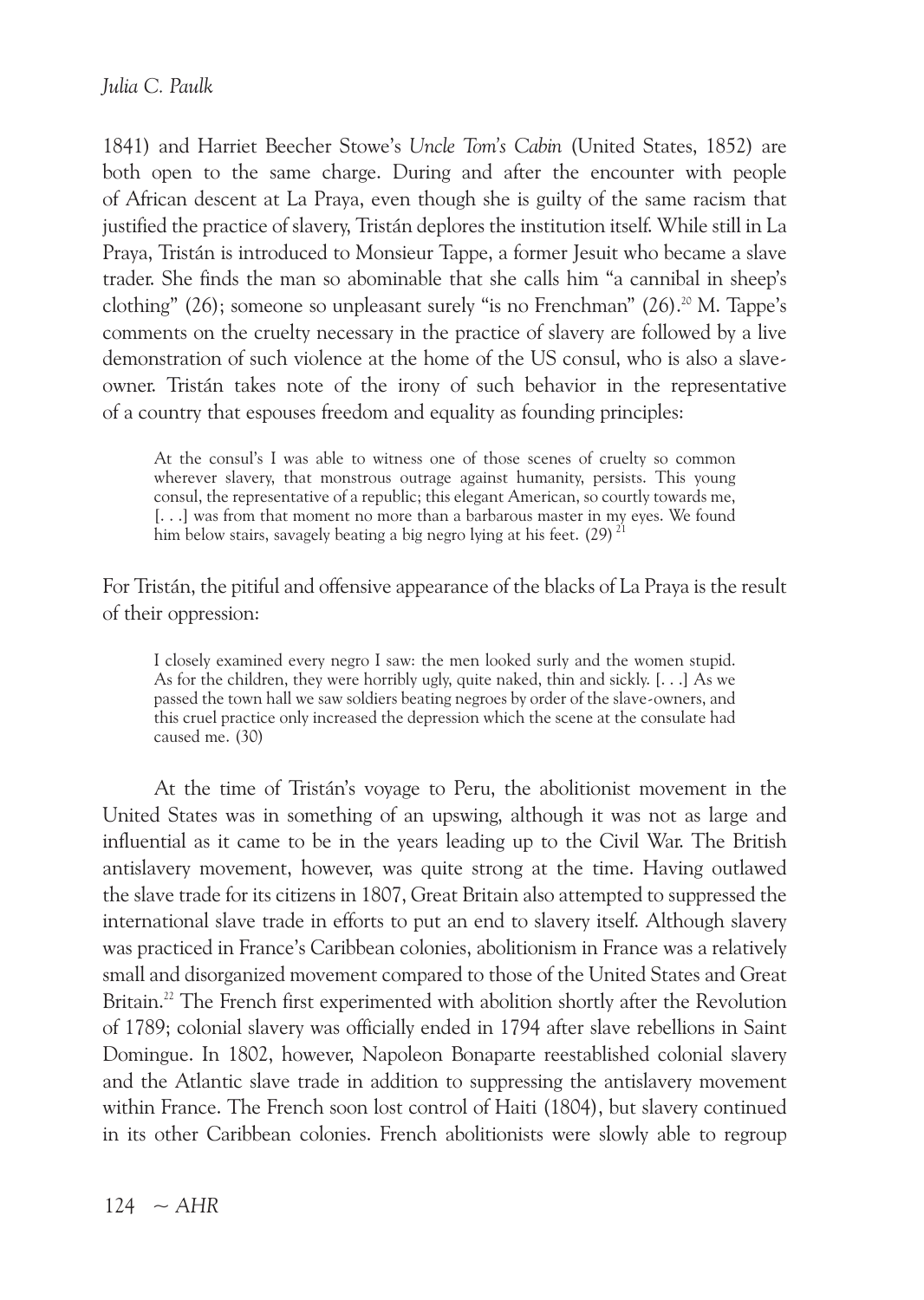1841) and Harriet Beecher Stowe's *Uncle Tom's Cabin* (United States, 1852) are both open to the same charge. During and after the encounter with people of African descent at La Praya, even though she is guilty of the same racism that justified the practice of slavery, Tristán deplores the institution itself. While still in La Praya, Tristán is introduced to Monsieur Tappe, a former Jesuit who became a slave trader. She finds the man so abominable that she calls him "a cannibal in sheep's clothing" (26); someone so unpleasant surely "is no Frenchman" (26).[20] M. Tappe's comments on the cruelty necessary in the practice of slavery are followed by a live demonstration of such violence at the home of the US consul, who is also a slave-owner. Tristán takes note of the irony of such behavior in the representative of a country that espouses freedom and equality as founding principles:

> At the consul's I was able to witness one of those scenes of cruelty so common wherever slavery, that monstrous outrage against humanity, persists. This young consul, the representative of a republic; this elegant American, so courtly towards me, [. . .] was from that moment no more than a barbarous master in my eyes. We found him below stairs, savagely beating a big negro lying at his feet. (29)[21]

For Tristán, the pitiful and offensive appearance of the blacks of La Praya is the result of their oppression:

> I closely examined every negro I saw: the men looked surly and the women stupid. As for the children, they were horribly ugly, quite naked, thin and sickly. [. . .] As we passed the town hall we saw soldiers beating negroes by order of the slave-owners, and this cruel practice only increased the depression which the scene at the consulate had caused me. (30)

At the time of Tristán's voyage to Peru, the abolitionist movement in the United States was in something of an upswing, although it was not as large and influential as it came to be in the years leading up to the Civil War. The British antislavery movement, however, was quite strong at the time. Having outlawed the slave trade for its citizens in 1807, Great Britain also attempted to suppressed the international slave trade in efforts to put an end to slavery itself. Although slavery was practiced in France's Caribbean colonies, abolitionism in France was a relatively small and disorganized movement compared to those of the United States and Great Britain.[22] The French first experimented with abolition shortly after the Revolution of 1789; colonial slavery was officially ended in 1794 after slave rebellions in Saint Domingue. In 1802, however, Napoleon Bonaparte reestablished colonial slavery and the Atlantic slave trade in addition to suppressing the antislavery movement within France. The French soon lost control of Haiti (1804), but slavery continued in its other Caribbean colonies. French abolitionists were slowly able to regroup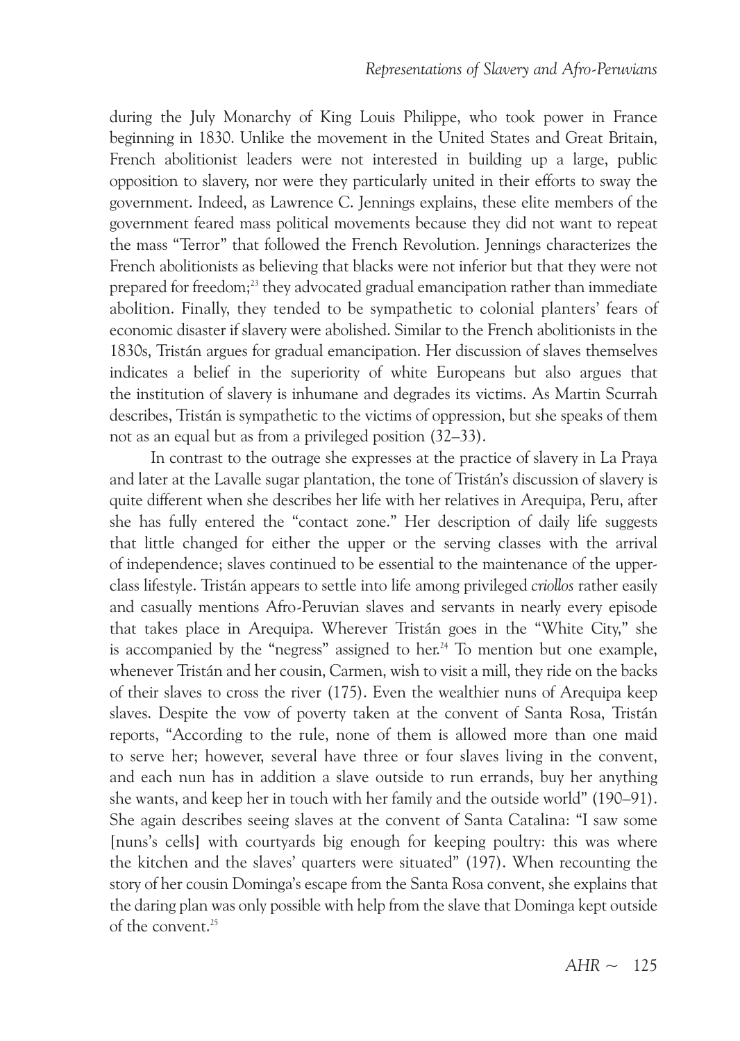during the July Monarchy of King Louis Philippe, who took power in France beginning in 1830. Unlike the movement in the United States and Great Britain, French abolitionist leaders were not interested in building up a large, public opposition to slavery, nor were they particularly united in their efforts to sway the government. Indeed, as Lawrence C. Jennings explains, these elite members of the government feared mass political movements because they did not want to repeat the mass "Terror" that followed the French Revolution. Jennings characterizes the French abolitionists as believing that blacks were not inferior but that they were not prepared for freedom;[23] they advocated gradual emancipation rather than immediate abolition. Finally, they tended to be sympathetic to colonial planters' fears of economic disaster if slavery were abolished. Similar to the French abolitionists in the 1830s, Tristán argues for gradual emancipation. Her discussion of slaves themselves indicates a belief in the superiority of white Europeans but also argues that the institution of slavery is inhumane and degrades its victims. As Martin Scurrah describes, Tristán is sympathetic to the victims of oppression, but she speaks of them not as an equal but as from a privileged position (32–33).

In contrast to the outrage she expresses at the practice of slavery in La Praya and later at the Lavalle sugar plantation, the tone of Tristán's discussion of slavery is quite different when she describes her life with her relatives in Arequipa, Peru, after she has fully entered the "contact zone." Her description of daily life suggests that little changed for either the upper or the serving classes with the arrival of independence; slaves continued to be essential to the maintenance of the upper-class lifestyle. Tristán appears to settle into life among privileged *criollos* rather easily and casually mentions Afro-Peruvian slaves and servants in nearly every episode that takes place in Arequipa. Wherever Tristán goes in the "White City," she is accompanied by the "negress" assigned to her.[24] To mention but one example, whenever Tristán and her cousin, Carmen, wish to visit a mill, they ride on the backs of their slaves to cross the river (175). Even the wealthier nuns of Arequipa keep slaves. Despite the vow of poverty taken at the convent of Santa Rosa, Tristán reports, "According to the rule, none of them is allowed more than one maid to serve her; however, several have three or four slaves living in the convent, and each nun has in addition a slave outside to run errands, buy her anything she wants, and keep her in touch with her family and the outside world" (190–91). She again describes seeing slaves at the convent of Santa Catalina: "I saw some [nuns's cells] with courtyards big enough for keeping poultry: this was where the kitchen and the slaves' quarters were situated" (197). When recounting the story of her cousin Dominga's escape from the Santa Rosa convent, she explains that the daring plan was only possible with help from the slave that Dominga kept outside of the convent.[25]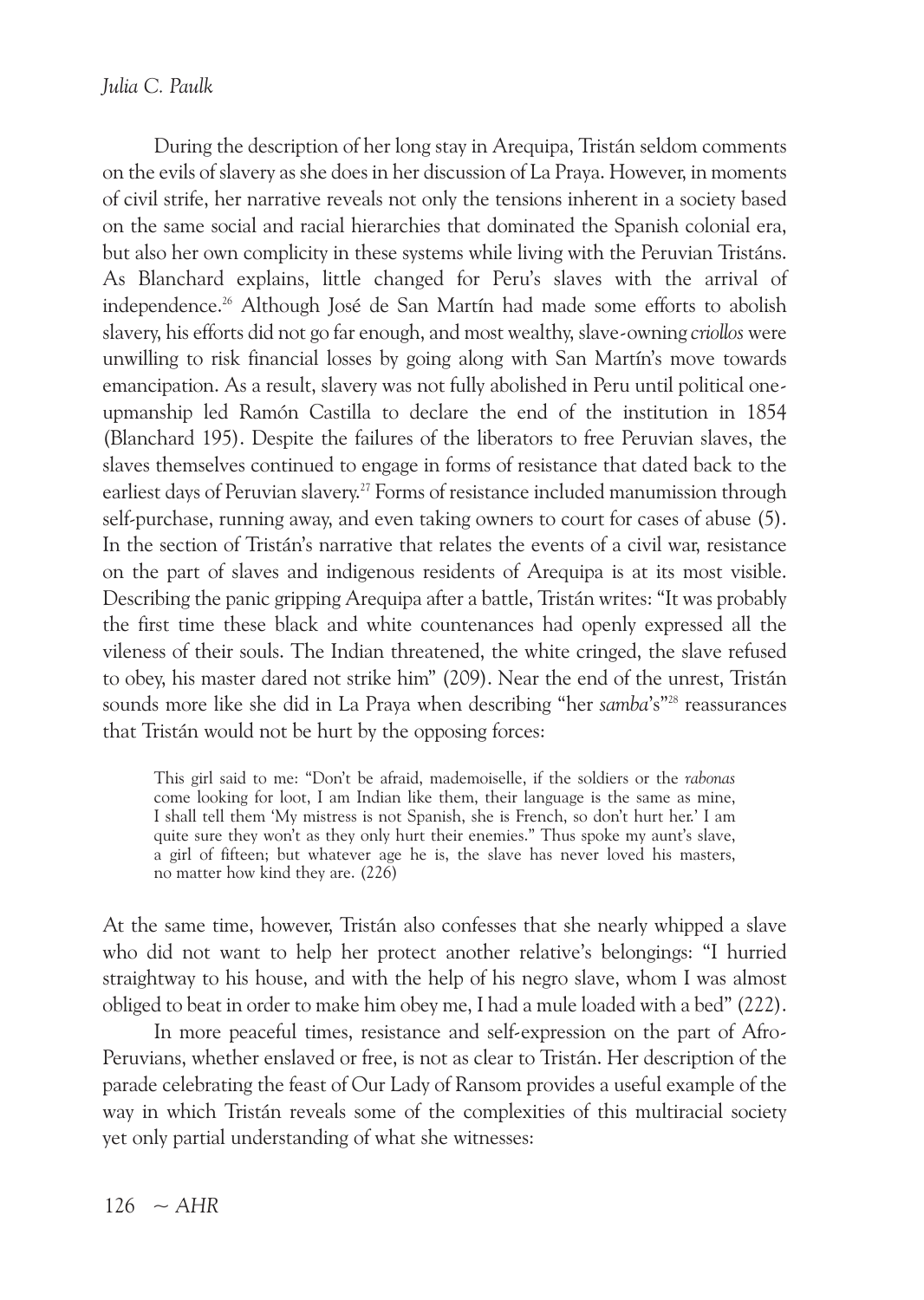During the description of her long stay in Arequipa, Tristán seldom comments on the evils of slavery as she does in her discussion of La Praya. However, in moments of civil strife, her narrative reveals not only the tensions inherent in a society based on the same social and racial hierarchies that dominated the Spanish colonial era, but also her own complicity in these systems while living with the Peruvian Tristáns. As Blanchard explains, little changed for Peru's slaves with the arrival of independence.[26] Although José de San Martín had made some efforts to abolish slavery, his efforts did not go far enough, and most wealthy, slave-owning *criollos* were unwilling to risk financial losses by going along with San Martín's move towards emancipation. As a result, slavery was not fully abolished in Peru until political one-upmanship led Ramón Castilla to declare the end of the institution in 1854 (Blanchard 195). Despite the failures of the liberators to free Peruvian slaves, the slaves themselves continued to engage in forms of resistance that dated back to the earliest days of Peruvian slavery.[27] Forms of resistance included manumission through self-purchase, running away, and even taking owners to court for cases of abuse (5). In the section of Tristán's narrative that relates the events of a civil war, resistance on the part of slaves and indigenous residents of Arequipa is at its most visible. Describing the panic gripping Arequipa after a battle, Tristán writes: "It was probably the first time these black and white countenances had openly expressed all the vileness of their souls. The Indian threatened, the white cringed, the slave refused to obey, his master dared not strike him" (209). Near the end of the unrest, Tristán sounds more like she did in La Praya when describing "her *samba*'s"[28] reassurances that Tristán would not be hurt by the opposing forces:

> This girl said to me: "Don't be afraid, mademoiselle, if the soldiers or the *rabonas* come looking for loot, I am Indian like them, their language is the same as mine, I shall tell them 'My mistress is not Spanish, she is French, so don't hurt her.' I am quite sure they won't as they only hurt their enemies." Thus spoke my aunt's slave, a girl of fifteen; but whatever age he is, the slave has never loved his masters, no matter how kind they are. (226)

At the same time, however, Tristán also confesses that she nearly whipped a slave who did not want to help her protect another relative's belongings: "I hurried straightway to his house, and with the help of his negro slave, whom I was almost obliged to beat in order to make him obey me, I had a mule loaded with a bed" (222).

In more peaceful times, resistance and self-expression on the part of Afro-Peruvians, whether enslaved or free, is not as clear to Tristán. Her description of the parade celebrating the feast of Our Lady of Ransom provides a useful example of the way in which Tristán reveals some of the complexities of this multiracial society yet only partial understanding of what she witnesses: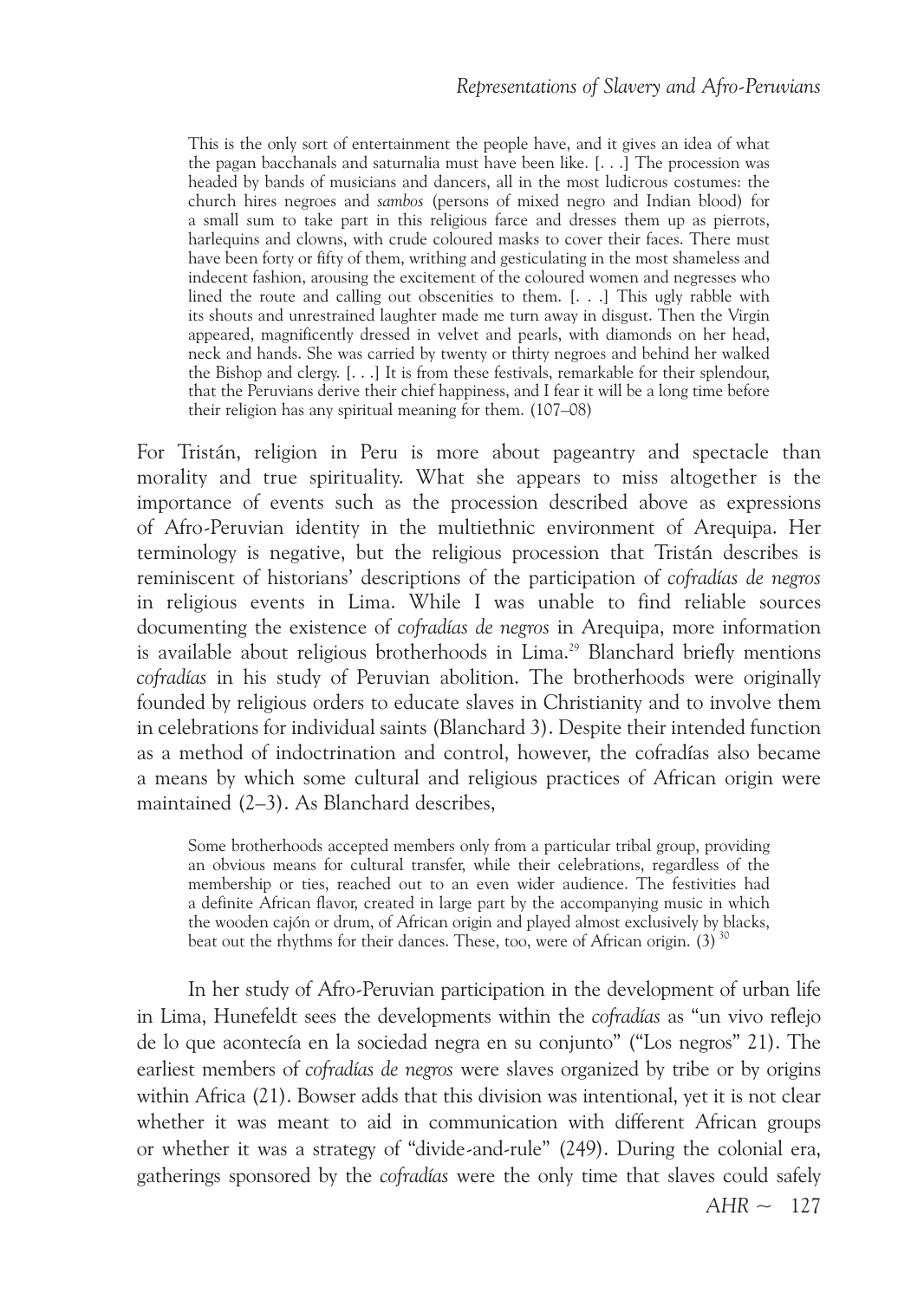> This is the only sort of entertainment the people have, and it gives an idea of what the pagan bacchanals and saturnalia must have been like. [. . .] The procession was headed by bands of musicians and dancers, all in the most ludicrous costumes: the church hires negroes and *sambos* (persons of mixed negro and Indian blood) for a small sum to take part in this religious farce and dresses them up as pierrots, harlequins and clowns, with crude coloured masks to cover their faces. There must have been forty or fifty of them, writhing and gesticulating in the most shameless and indecent fashion, arousing the excitement of the coloured women and negresses who lined the route and calling out obscenities to them. [. . .] This ugly rabble with its shouts and unrestrained laughter made me turn away in disgust. Then the Virgin appeared, magnificently dressed in velvet and pearls, with diamonds on her head, neck and hands. She was carried by twenty or thirty negroes and behind her walked the Bishop and clergy. [. . .] It is from these festivals, remarkable for their splendour, that the Peruvians derive their chief happiness, and I fear it will be a long time before their religion has any spiritual meaning for them. (107–08)

For Tristán, religion in Peru is more about pageantry and spectacle than morality and true spirituality. What she appears to miss altogether is the importance of events such as the procession described above as expressions of Afro-Peruvian identity in the multiethnic environment of Arequipa. Her terminology is negative, but the religious procession that Tristán describes is reminiscent of historians' descriptions of the participation of *cofradías de negros* in religious events in Lima. While I was unable to find reliable sources documenting the existence of *cofradías de negros* in Arequipa, more information is available about religious brotherhoods in Lima.[29] Blanchard briefly mentions *cofradías* in his study of Peruvian abolition. The brotherhoods were originally founded by religious orders to educate slaves in Christianity and to involve them in celebrations for individual saints (Blanchard 3). Despite their intended function as a method of indoctrination and control, however, the cofradías also became a means by which some cultural and religious practices of African origin were maintained (2–3). As Blanchard describes,

> Some brotherhoods accepted members only from a particular tribal group, providing an obvious means for cultural transfer, while their celebrations, regardless of the membership or ties, reached out to an even wider audience. The festivities had a definite African flavor, created in large part by the accompanying music in which the wooden cajón or drum, of African origin and played almost exclusively by blacks, beat out the rhythms for their dances. These, too, were of African origin. (3) [30]

In her study of Afro-Peruvian participation in the development of urban life in Lima, Hunefeldt sees the developments within the *cofradías* as "un vivo reflejo de lo que acontecía en la sociedad negra en su conjunto" ("Los negros" 21). The earliest members of *cofradías de negros* were slaves organized by tribe or by origins within Africa (21). Bowser adds that this division was intentional, yet it is not clear whether it was meant to aid in communication with different African groups or whether it was a strategy of "divide-and-rule" (249). During the colonial era, gatherings sponsored by the *cofradías* were the only time that slaves could safely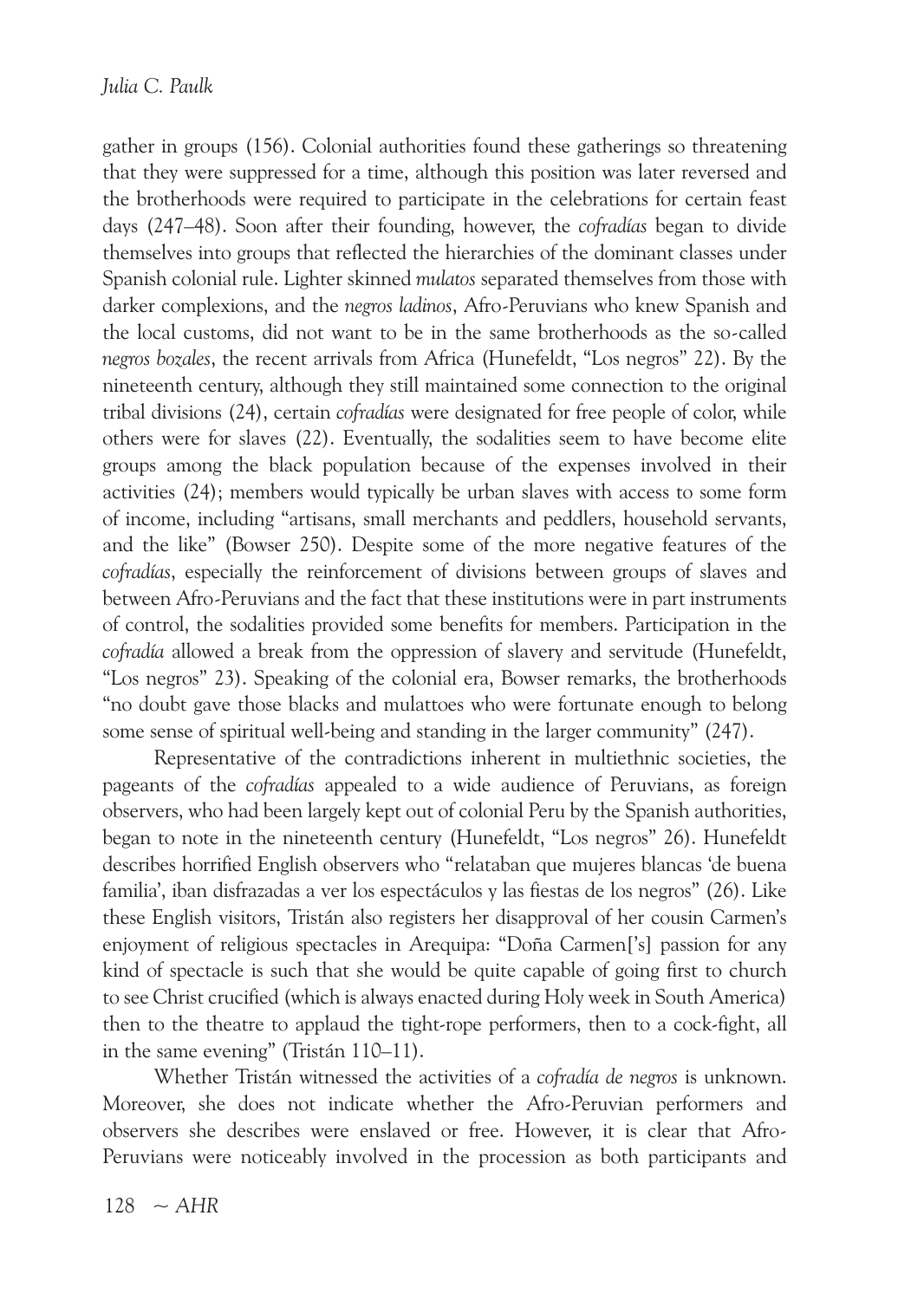gather in groups (156). Colonial authorities found these gatherings so threatening that they were suppressed for a time, although this position was later reversed and the brotherhoods were required to participate in the celebrations for certain feast days (247–48). Soon after their founding, however, the *cofradías* began to divide themselves into groups that reflected the hierarchies of the dominant classes under Spanish colonial rule. Lighter skinned *mulatos* separated themselves from those with darker complexions, and the *negros ladinos*, Afro-Peruvians who knew Spanish and the local customs, did not want to be in the same brotherhoods as the so-called *negros bozales*, the recent arrivals from Africa (Hunefeldt, "Los negros" 22). By the nineteenth century, although they still maintained some connection to the original tribal divisions (24), certain *cofradías* were designated for free people of color, while others were for slaves (22). Eventually, the sodalities seem to have become elite groups among the black population because of the expenses involved in their activities (24); members would typically be urban slaves with access to some form of income, including "artisans, small merchants and peddlers, household servants, and the like" (Bowser 250). Despite some of the more negative features of the *cofradías*, especially the reinforcement of divisions between groups of slaves and between Afro-Peruvians and the fact that these institutions were in part instruments of control, the sodalities provided some benefits for members. Participation in the *cofradía* allowed a break from the oppression of slavery and servitude (Hunefeldt, "Los negros" 23). Speaking of the colonial era, Bowser remarks, the brotherhoods "no doubt gave those blacks and mulattoes who were fortunate enough to belong some sense of spiritual well-being and standing in the larger community" (247).

Representative of the contradictions inherent in multiethnic societies, the pageants of the *cofradías* appealed to a wide audience of Peruvians, as foreign observers, who had been largely kept out of colonial Peru by the Spanish authorities, began to note in the nineteenth century (Hunefeldt, "Los negros" 26). Hunefeldt describes horrified English observers who "relataban que mujeres blancas 'de buena familia', iban disfrazadas a ver los espectáculos y las fiestas de los negros" (26). Like these English visitors, Tristán also registers her disapproval of her cousin Carmen's enjoyment of religious spectacles in Arequipa: "Doña Carmen['s] passion for any kind of spectacle is such that she would be quite capable of going first to church to see Christ crucified (which is always enacted during Holy week in South America) then to the theatre to applaud the tight-rope performers, then to a cock-fight, all in the same evening" (Tristán 110–11).

Whether Tristán witnessed the activities of a *cofradía de negros* is unknown. Moreover, she does not indicate whether the Afro-Peruvian performers and observers she describes were enslaved or free. However, it is clear that Afro-Peruvians were noticeably involved in the procession as both participants and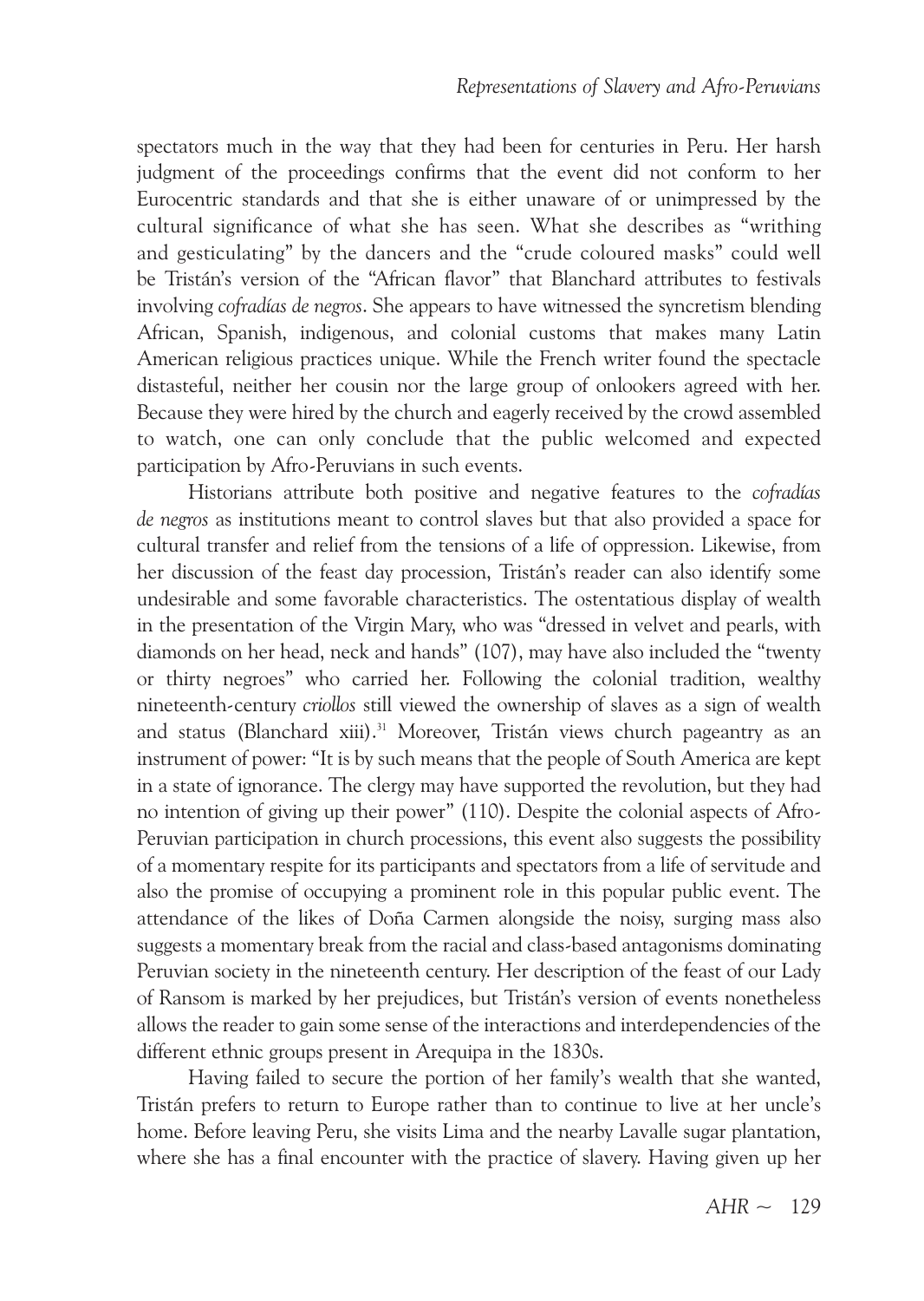spectators much in the way that they had been for centuries in Peru. Her harsh judgment of the proceedings confirms that the event did not conform to her Eurocentric standards and that she is either unaware of or unimpressed by the cultural significance of what she has seen. What she describes as "writhing and gesticulating" by the dancers and the "crude coloured masks" could well be Tristán's version of the "African flavor" that Blanchard attributes to festivals involving *cofradías de negros*. She appears to have witnessed the syncretism blending African, Spanish, indigenous, and colonial customs that makes many Latin American religious practices unique. While the French writer found the spectacle distasteful, neither her cousin nor the large group of onlookers agreed with her. Because they were hired by the church and eagerly received by the crowd assembled to watch, one can only conclude that the public welcomed and expected participation by Afro-Peruvians in such events.

Historians attribute both positive and negative features to the *cofradías de negros* as institutions meant to control slaves but that also provided a space for cultural transfer and relief from the tensions of a life of oppression. Likewise, from her discussion of the feast day procession, Tristán's reader can also identify some undesirable and some favorable characteristics. The ostentatious display of wealth in the presentation of the Virgin Mary, who was "dressed in velvet and pearls, with diamonds on her head, neck and hands" (107), may have also included the "twenty or thirty negroes" who carried her. Following the colonial tradition, wealthy nineteenth-century *criollos* still viewed the ownership of slaves as a sign of wealth and status (Blanchard xiii).[31] Moreover, Tristán views church pageantry as an instrument of power: "It is by such means that the people of South America are kept in a state of ignorance. The clergy may have supported the revolution, but they had no intention of giving up their power" (110). Despite the colonial aspects of Afro-Peruvian participation in church processions, this event also suggests the possibility of a momentary respite for its participants and spectators from a life of servitude and also the promise of occupying a prominent role in this popular public event. The attendance of the likes of Doña Carmen alongside the noisy, surging mass also suggests a momentary break from the racial and class-based antagonisms dominating Peruvian society in the nineteenth century. Her description of the feast of our Lady of Ransom is marked by her prejudices, but Tristán's version of events nonetheless allows the reader to gain some sense of the interactions and interdependencies of the different ethnic groups present in Arequipa in the 1830s.

Having failed to secure the portion of her family's wealth that she wanted, Tristán prefers to return to Europe rather than to continue to live at her uncle's home. Before leaving Peru, she visits Lima and the nearby Lavalle sugar plantation, where she has a final encounter with the practice of slavery. Having given up her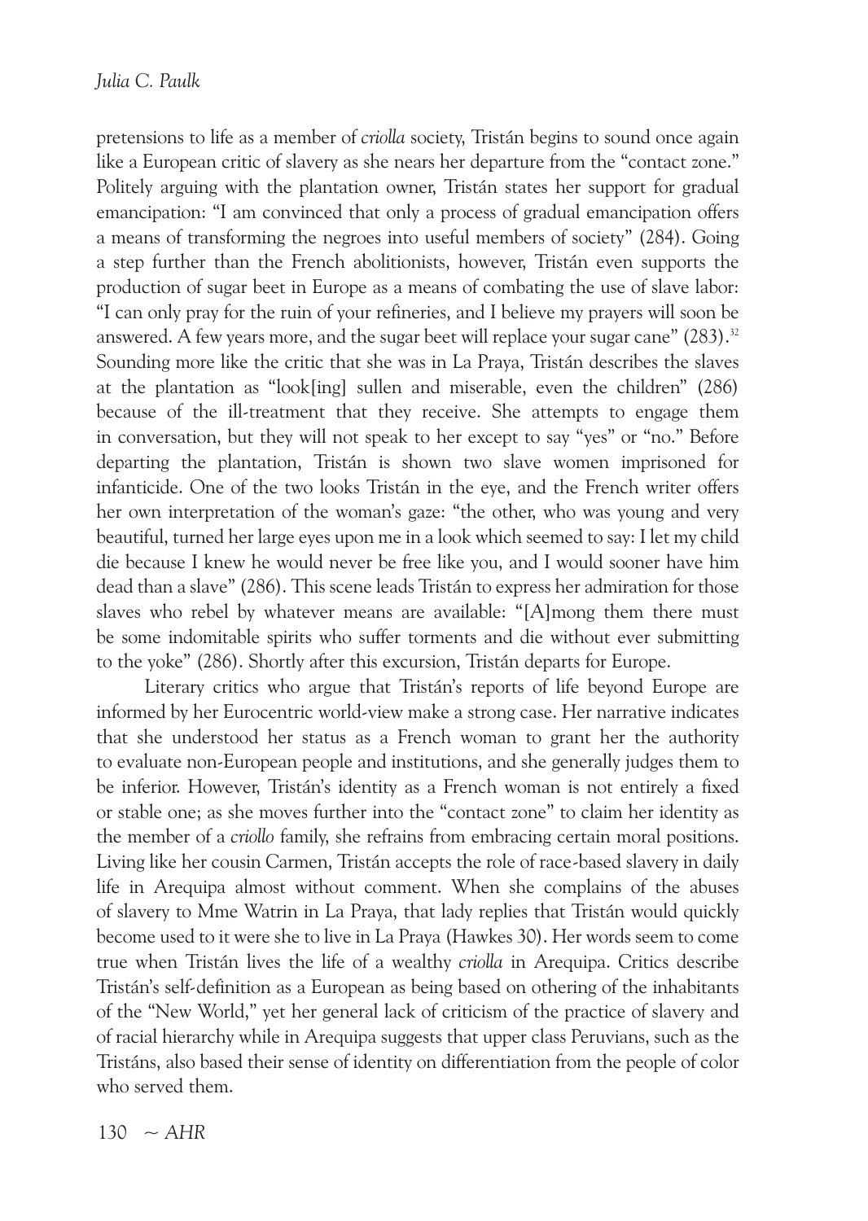pretensions to life as a member of *criolla* society, Tristán begins to sound once again like a European critic of slavery as she nears her departure from the "contact zone." Politely arguing with the plantation owner, Tristán states her support for gradual emancipation: "I am convinced that only a process of gradual emancipation offers a means of transforming the negroes into useful members of society" (284). Going a step further than the French abolitionists, however, Tristán even supports the production of sugar beet in Europe as a means of combating the use of slave labor: "I can only pray for the ruin of your refineries, and I believe my prayers will soon be answered. A few years more, and the sugar beet will replace your sugar cane" (283).[32] Sounding more like the critic that she was in La Praya, Tristán describes the slaves at the plantation as "look[ing] sullen and miserable, even the children" (286) because of the ill-treatment that they receive. She attempts to engage them in conversation, but they will not speak to her except to say "yes" or "no." Before departing the plantation, Tristán is shown two slave women imprisoned for infanticide. One of the two looks Tristán in the eye, and the French writer offers her own interpretation of the woman's gaze: "the other, who was young and very beautiful, turned her large eyes upon me in a look which seemed to say: I let my child die because I knew he would never be free like you, and I would sooner have him dead than a slave" (286). This scene leads Tristán to express her admiration for those slaves who rebel by whatever means are available: "[A]mong them there must be some indomitable spirits who suffer torments and die without ever submitting to the yoke" (286). Shortly after this excursion, Tristán departs for Europe.

Literary critics who argue that Tristán's reports of life beyond Europe are informed by her Eurocentric world-view make a strong case. Her narrative indicates that she understood her status as a French woman to grant her the authority to evaluate non-European people and institutions, and she generally judges them to be inferior. However, Tristán's identity as a French woman is not entirely a fixed or stable one; as she moves further into the "contact zone" to claim her identity as the member of a *criollo* family, she refrains from embracing certain moral positions. Living like her cousin Carmen, Tristán accepts the role of race-based slavery in daily life in Arequipa almost without comment. When she complains of the abuses of slavery to Mme Watrin in La Praya, that lady replies that Tristán would quickly become used to it were she to live in La Praya (Hawkes 30). Her words seem to come true when Tristán lives the life of a wealthy *criolla* in Arequipa. Critics describe Tristán's self-definition as a European as being based on othering of the inhabitants of the "New World," yet her general lack of criticism of the practice of slavery and of racial hierarchy while in Arequipa suggests that upper class Peruvians, such as the Tristáns, also based their sense of identity on differentiation from the people of color who served them.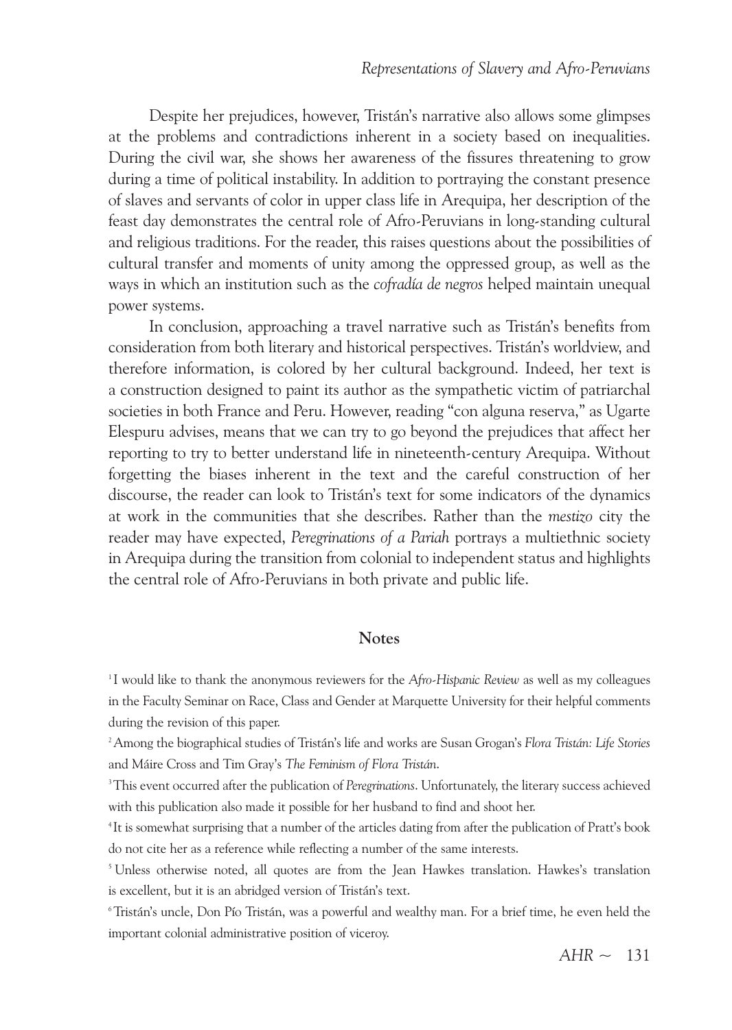Despite her prejudices, however, Tristán's narrative also allows some glimpses at the problems and contradictions inherent in a society based on inequalities. During the civil war, she shows her awareness of the fissures threatening to grow during a time of political instability. In addition to portraying the constant presence of slaves and servants of color in upper class life in Arequipa, her description of the feast day demonstrates the central role of Afro-Peruvians in long-standing cultural and religious traditions. For the reader, this raises questions about the possibilities of cultural transfer and moments of unity among the oppressed group, as well as the ways in which an institution such as the *cofradía de negros* helped maintain unequal power systems.

In conclusion, approaching a travel narrative such as Tristán's benefits from consideration from both literary and historical perspectives. Tristán's worldview, and therefore information, is colored by her cultural background. Indeed, her text is a construction designed to paint its author as the sympathetic victim of patriarchal societies in both France and Peru. However, reading "con alguna reserva," as Ugarte Elespuru advises, means that we can try to go beyond the prejudices that affect her reporting to try to better understand life in nineteenth-century Arequipa. Without forgetting the biases inherent in the text and the careful construction of her discourse, the reader can look to Tristán's text for some indicators of the dynamics at work in the communities that she describes. Rather than the *mestizo* city the reader may have expected, *Peregrinations of a Pariah* portrays a multiethnic society in Arequipa during the transition from colonial to independent status and highlights the central role of Afro-Peruvians in both private and public life.

## Notes

[1] I would like to thank the anonymous reviewers for the *Afro-Hispanic Review* as well as my colleagues in the Faculty Seminar on Race, Class and Gender at Marquette University for their helpful comments during the revision of this paper.

[2] Among the biographical studies of Tristán's life and works are Susan Grogan's *Flora Tristán: Life Stories* and Máire Cross and Tim Gray's *The Feminism of Flora Tristán*.

[3] This event occurred after the publication of *Peregrinations*. Unfortunately, the literary success achieved with this publication also made it possible for her husband to find and shoot her.

[4] It is somewhat surprising that a number of the articles dating from after the publication of Pratt's book do not cite her as a reference while reflecting a number of the same interests.

[5] Unless otherwise noted, all quotes are from the Jean Hawkes translation. Hawkes's translation is excellent, but it is an abridged version of Tristán's text.

[6] Tristán's uncle, Don Pío Tristán, was a powerful and wealthy man. For a brief time, he even held the important colonial administrative position of viceroy.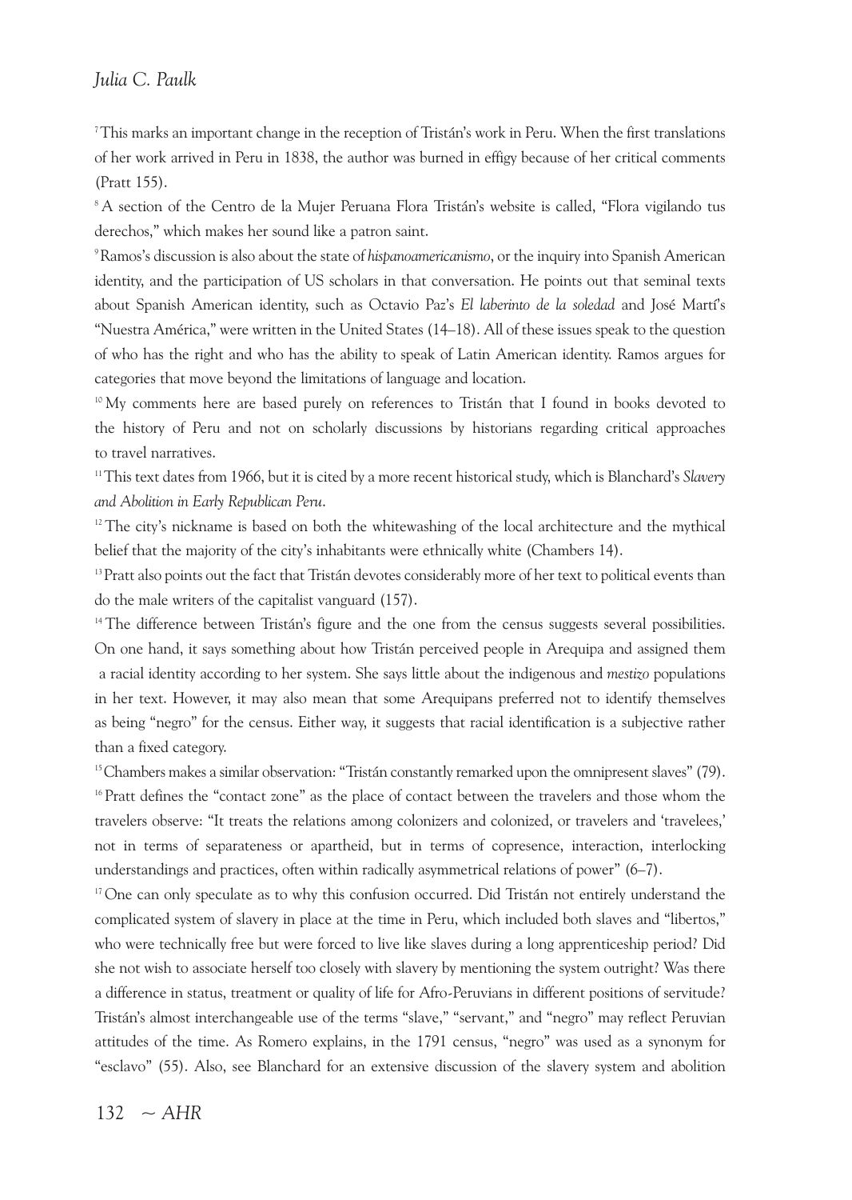[7] This marks an important change in the reception of Tristán's work in Peru. When the first translations of her work arrived in Peru in 1838, the author was burned in effigy because of her critical comments (Pratt 155).

[8] A section of the Centro de la Mujer Peruana Flora Tristán's website is called, "Flora vigilando tus derechos," which makes her sound like a patron saint.

[9] Ramos's discussion is also about the state of *hispanoamericanismo*, or the inquiry into Spanish American identity, and the participation of US scholars in that conversation. He points out that seminal texts about Spanish American identity, such as Octavio Paz's *El laberinto de la soledad* and José Martí's "Nuestra América," were written in the United States (14–18). All of these issues speak to the question of who has the right and who has the ability to speak of Latin American identity. Ramos argues for categories that move beyond the limitations of language and location.

[10] My comments here are based purely on references to Tristán that I found in books devoted to the history of Peru and not on scholarly discussions by historians regarding critical approaches to travel narratives.

[11] This text dates from 1966, but it is cited by a more recent historical study, which is Blanchard's *Slavery and Abolition in Early Republican Peru*.

[12] The city's nickname is based on both the whitewashing of the local architecture and the mythical belief that the majority of the city's inhabitants were ethnically white (Chambers 14).

[13] Pratt also points out the fact that Tristán devotes considerably more of her text to political events than do the male writers of the capitalist vanguard (157).

[14] The difference between Tristán's figure and the one from the census suggests several possibilities. On one hand, it says something about how Tristán perceived people in Arequipa and assigned them a racial identity according to her system. She says little about the indigenous and *mestizo* populations in her text. However, it may also mean that some Arequipans preferred not to identify themselves as being "negro" for the census. Either way, it suggests that racial identification is a subjective rather than a fixed category.

[15] Chambers makes a similar observation: "Tristán constantly remarked upon the omnipresent slaves" (79).

[16] Pratt defines the "contact zone" as the place of contact between the travelers and those whom the travelers observe: "It treats the relations among colonizers and colonized, or travelers and 'travelees,' not in terms of separateness or apartheid, but in terms of copresence, interaction, interlocking understandings and practices, often within radically asymmetrical relations of power" (6–7).

[17] One can only speculate as to why this confusion occurred. Did Tristán not entirely understand the complicated system of slavery in place at the time in Peru, which included both slaves and "libertos," who were technically free but were forced to live like slaves during a long apprenticeship period? Did she not wish to associate herself too closely with slavery by mentioning the system outright? Was there a difference in status, treatment or quality of life for Afro-Peruvians in different positions of servitude? Tristán's almost interchangeable use of the terms "slave," "servant," and "negro" may reflect Peruvian attitudes of the time. As Romero explains, in the 1791 census, "negro" was used as a synonym for "esclavo" (55). Also, see Blanchard for an extensive discussion of the slavery system and abolition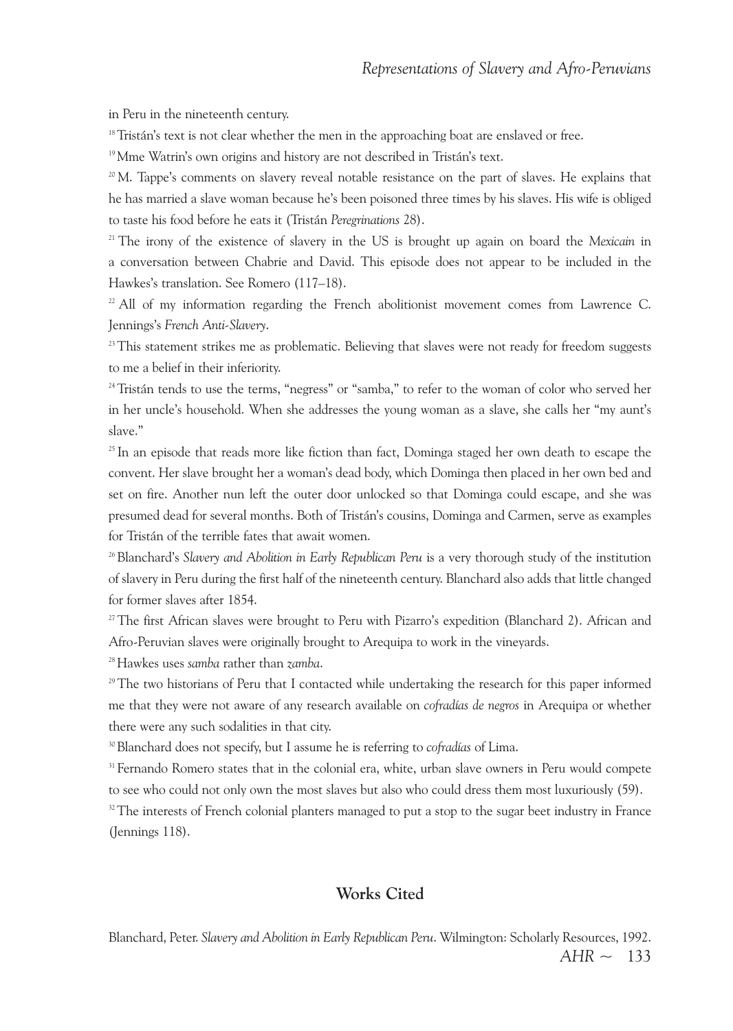in Peru in the nineteenth century.

[18] Tristán's text is not clear whether the men in the approaching boat are enslaved or free.

[19] Mme Watrin's own origins and history are not described in Tristán's text.

[20] M. Tappe's comments on slavery reveal notable resistance on the part of slaves. He explains that he has married a slave woman because he's been poisoned three times by his slaves. His wife is obliged to taste his food before he eats it (Tristán *Peregrinations* 28).

[21] The irony of the existence of slavery in the US is brought up again on board the *Mexicain* in a conversation between Chabrie and David. This episode does not appear to be included in the Hawkes's translation. See Romero (117–18).

[22] All of my information regarding the French abolitionist movement comes from Lawrence C. Jennings's *French Anti-Slavery*.

[23] This statement strikes me as problematic. Believing that slaves were not ready for freedom suggests to me a belief in their inferiority.

[24] Tristán tends to use the terms, "negress" or "samba," to refer to the woman of color who served her in her uncle's household. When she addresses the young woman as a slave, she calls her "my aunt's slave."

[25] In an episode that reads more like fiction than fact, Dominga staged her own death to escape the convent. Her slave brought her a woman's dead body, which Dominga then placed in her own bed and set on fire. Another nun left the outer door unlocked so that Dominga could escape, and she was presumed dead for several months. Both of Tristán's cousins, Dominga and Carmen, serve as examples for Tristán of the terrible fates that await women.

[26] Blanchard's *Slavery and Abolition in Early Republican Peru* is a very thorough study of the institution of slavery in Peru during the first half of the nineteenth century. Blanchard also adds that little changed for former slaves after 1854.

[27] The first African slaves were brought to Peru with Pizarro's expedition (Blanchard 2). African and Afro-Peruvian slaves were originally brought to Arequipa to work in the vineyards.

[28] Hawkes uses *samba* rather than *zamba*.

[29] The two historians of Peru that I contacted while undertaking the research for this paper informed me that they were not aware of any research available on *cofradías de negros* in Arequipa or whether there were any such sodalities in that city.

[30] Blanchard does not specify, but I assume he is referring to *cofradías* of Lima.

[31] Fernando Romero states that in the colonial era, white, urban slave owners in Peru would compete to see who could not only own the most slaves but also who could dress them most luxuriously (59).

[32] The interests of French colonial planters managed to put a stop to the sugar beet industry in France (Jennings 118).

## Works Cited

Blanchard, Peter. *Slavery and Abolition in Early Republican Peru*. Wilmington: Scholarly Resources, 1992.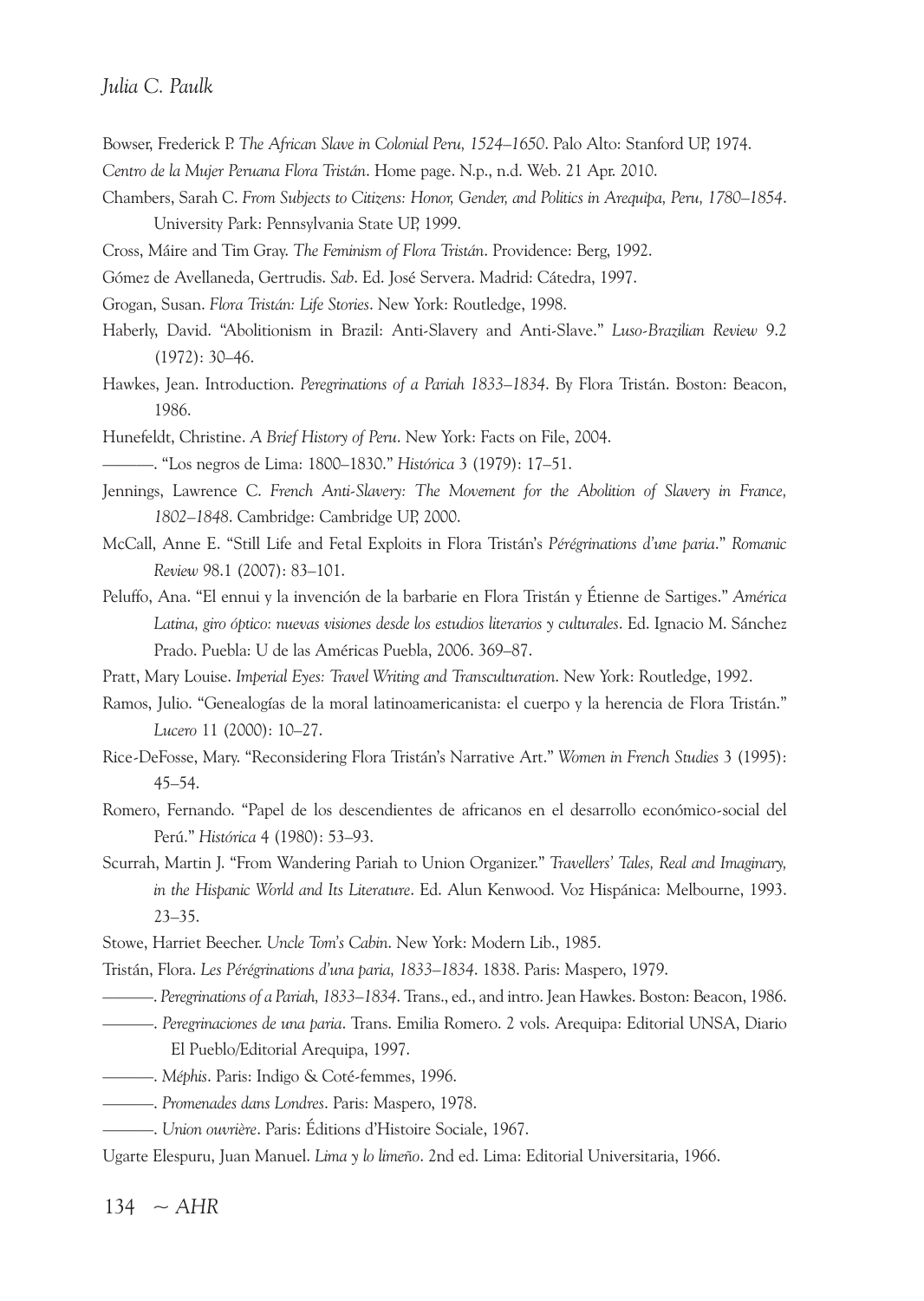Bowser, Frederick P. *The African Slave in Colonial Peru, 1524–1650*. Palo Alto: Stanford UP, 1974.

*Centro de la Mujer Peruana Flora Tristán*. Home page. N.p., n.d. Web. 21 Apr. 2010.

Chambers, Sarah C. *From Subjects to Citizens: Honor, Gender, and Politics in Arequipa, Peru, 1780–1854*. University Park: Pennsylvania State UP, 1999.

Cross, Máire and Tim Gray. *The Feminism of Flora Tristán*. Providence: Berg, 1992.

Gómez de Avellaneda, Gertrudis. *Sab*. Ed. José Servera. Madrid: Cátedra, 1997.

Grogan, Susan. *Flora Tristán: Life Stories*. New York: Routledge, 1998.

Haberly, David. "Abolitionism in Brazil: Anti-Slavery and Anti-Slave." *Luso-Brazilian Review* 9.2 (1972): 30–46.

Hawkes, Jean. Introduction. *Peregrinations of a Pariah 1833–1834*. By Flora Tristán. Boston: Beacon, 1986.

Hunefeldt, Christine. *A Brief History of Peru*. New York: Facts on File, 2004.

———. "Los negros de Lima: 1800–1830." *Histórica* 3 (1979): 17–51.

Jennings, Lawrence C. *French Anti-Slavery: The Movement for the Abolition of Slavery in France, 1802–1848*. Cambridge: Cambridge UP, 2000.

McCall, Anne E. "Still Life and Fetal Exploits in Flora Tristán's *Pérégrinations d'une paria*." *Romanic Review* 98.1 (2007): 83–101.

Peluffo, Ana. "El ennui y la invención de la barbarie en Flora Tristán y Étienne de Sartiges." *América Latina, giro óptico: nuevas visiones desde los estudios literarios y culturales*. Ed. Ignacio M. Sánchez Prado. Puebla: U de las Américas Puebla, 2006. 369–87.

Pratt, Mary Louise. *Imperial Eyes: Travel Writing and Transculturation*. New York: Routledge, 1992.

Ramos, Julio. "Genealogías de la moral latinoamericanista: el cuerpo y la herencia de Flora Tristán." *Lucero* 11 (2000): 10–27.

Rice-DeFosse, Mary. "Reconsidering Flora Tristán's Narrative Art." *Women in French Studies* 3 (1995): 45–54.

Romero, Fernando. "Papel de los descendientes de africanos en el desarrollo económico-social del Perú." *Histórica* 4 (1980): 53–93.

Scurrah, Martin J. "From Wandering Pariah to Union Organizer." *Travellers' Tales, Real and Imaginary, in the Hispanic World and Its Literature*. Ed. Alun Kenwood. Voz Hispánica: Melbourne, 1993. 23–35.

Stowe, Harriet Beecher. *Uncle Tom's Cabin*. New York: Modern Lib., 1985.

Tristán, Flora. *Les Pérégrinations d'una paria, 1833–1834*. 1838. Paris: Maspero, 1979.

———. *Peregrinations of a Pariah, 1833–1834*. Trans., ed., and intro. Jean Hawkes. Boston: Beacon, 1986.

———. *Peregrinaciones de una paria*. Trans. Emilia Romero. 2 vols. Arequipa: Editorial UNSA, Diario El Pueblo/Editorial Arequipa, 1997.

———. *Méphis*. Paris: Indigo & Coté-femmes, 1996.

———. *Promenades dans Londres*. Paris: Maspero, 1978.

———. *Union ouvrière*. Paris: Éditions d'Histoire Sociale, 1967.

Ugarte Elespuru, Juan Manuel. *Lima y lo limeño*. 2nd ed. Lima: Editorial Universitaria, 1966.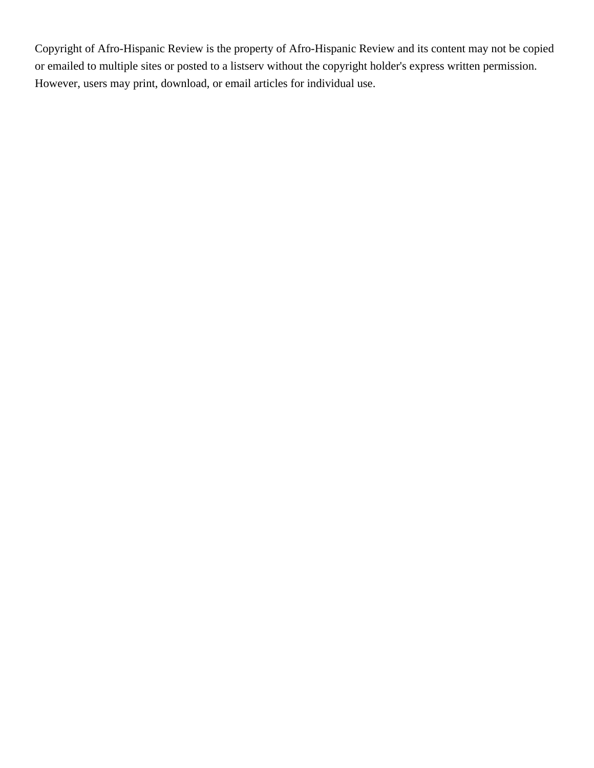Copyright of Afro-Hispanic Review is the property of Afro-Hispanic Review and its content may not be copied or emailed to multiple sites or posted to a listserv without the copyright holder's express written permission. However, users may print, download, or email articles for individual use.